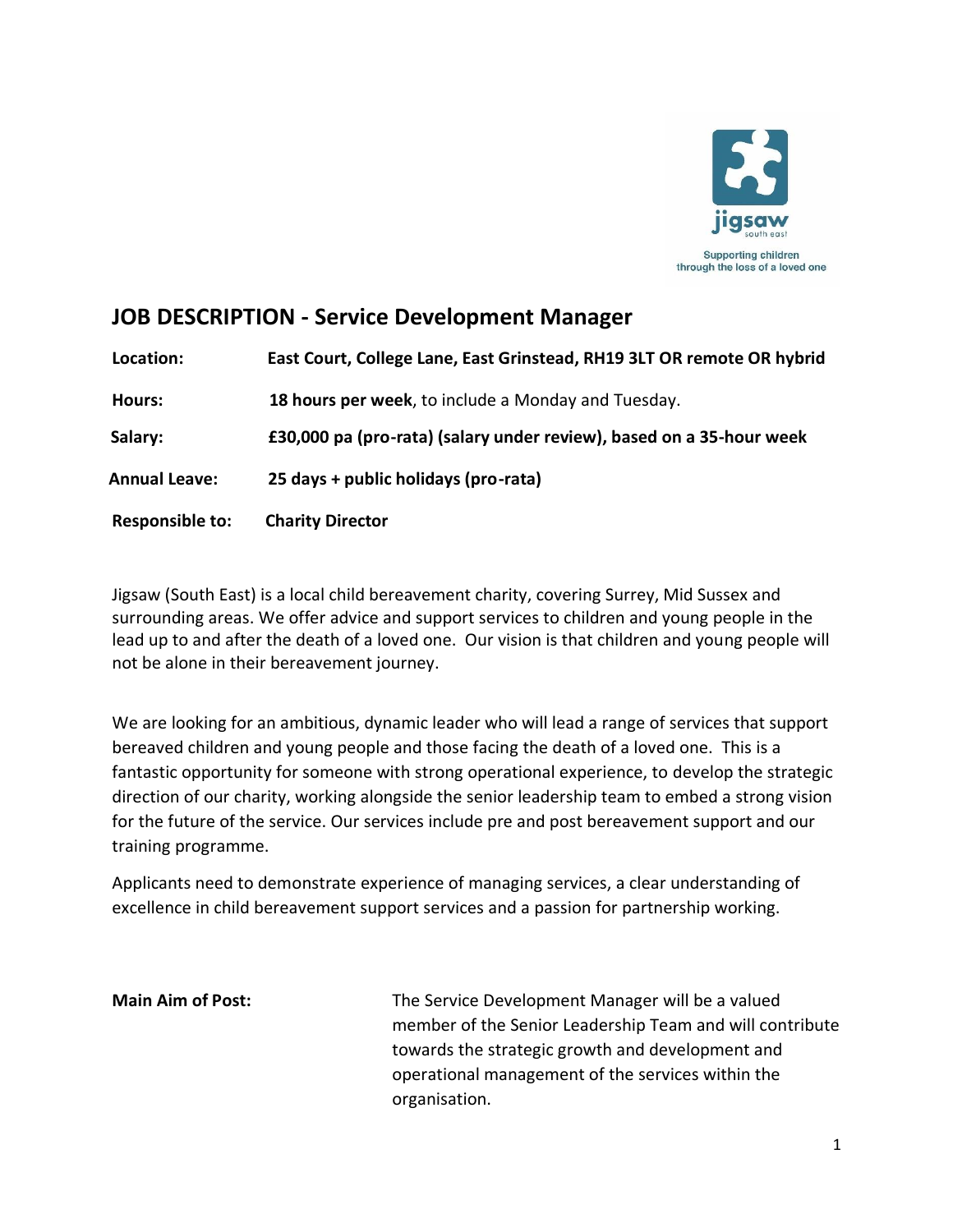jigsaw south east

Supporting children through the loss of a loved one

## JOB DESCRIPTION - Service Development Manager

| | |
|---|---|
| **Location:** | **East Court, College Lane, East Grinstead, RH19 3LT OR remote OR hybrid** |
| **Hours:** | **18 hours per week**, to include a Monday and Tuesday. |
| **Salary:** | **£30,000 pa (pro-rata) (salary under review), based on a 35-hour week** |
| **Annual Leave:** | **25 days + public holidays (pro-rata)** |
| **Responsible to:** | **Charity Director** |

Jigsaw (South East) is a local child bereavement charity, covering Surrey, Mid Sussex and surrounding areas. We offer advice and support services to children and young people in the lead up to and after the death of a loved one. Our vision is that children and young people will not be alone in their bereavement journey.

We are looking for an ambitious, dynamic leader who will lead a range of services that support bereaved children and young people and those facing the death of a loved one. This is a fantastic opportunity for someone with strong operational experience, to develop the strategic direction of our charity, working alongside the senior leadership team to embed a strong vision for the future of the service. Our services include pre and post bereavement support and our training programme.

Applicants need to demonstrate experience of managing services, a clear understanding of excellence in child bereavement support services and a passion for partnership working.

**Main Aim of Post:** The Service Development Manager will be a valued member of the Senior Leadership Team and will contribute towards the strategic growth and development and operational management of the services within the organisation.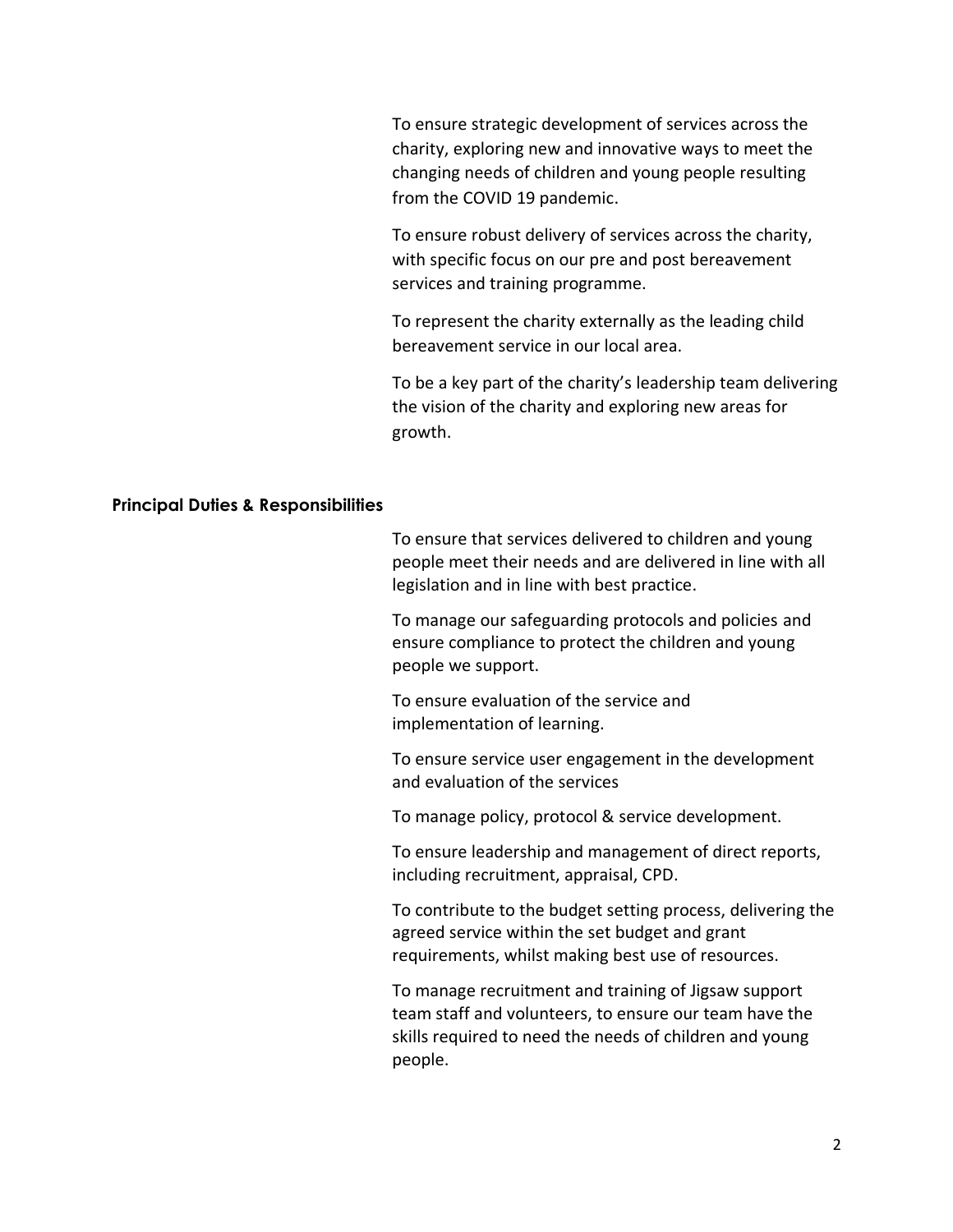To ensure strategic development of services across the charity, exploring new and innovative ways to meet the changing needs of children and young people resulting from the COVID 19 pandemic.

To ensure robust delivery of services across the charity, with specific focus on our pre and post bereavement services and training programme.

To represent the charity externally as the leading child bereavement service in our local area.

To be a key part of the charity's leadership team delivering the vision of the charity and exploring new areas for growth.

**Principal Duties & Responsibilities**

To ensure that services delivered to children and young people meet their needs and are delivered in line with all legislation and in line with best practice.

To manage our safeguarding protocols and policies and ensure compliance to protect the children and young people we support.

To ensure evaluation of the service and implementation of learning.

To ensure service user engagement in the development and evaluation of the services

To manage policy, protocol & service development.

To ensure leadership and management of direct reports, including recruitment, appraisal, CPD.

To contribute to the budget setting process, delivering the agreed service within the set budget and grant requirements, whilst making best use of resources.

To manage recruitment and training of Jigsaw support team staff and volunteers, to ensure our team have the skills required to need the needs of children and young people.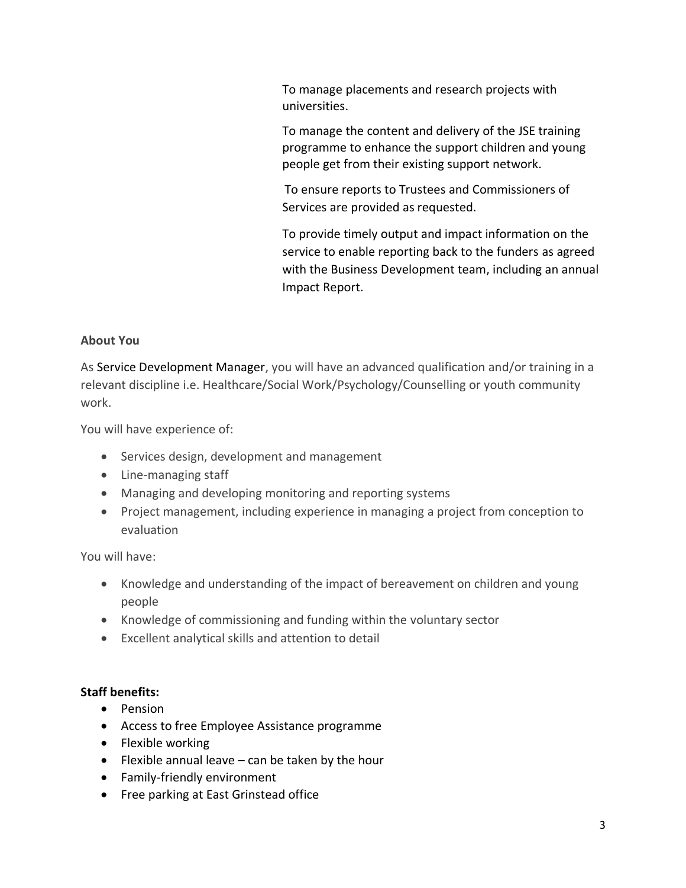To manage placements and research projects with universities.

To manage the content and delivery of the JSE training programme to enhance the support children and young people get from their existing support network.

To ensure reports to Trustees and Commissioners of Services are provided as requested.

To provide timely output and impact information on the service to enable reporting back to the funders as agreed with the Business Development team, including an annual Impact Report.

**About You**

As Service Development Manager, you will have an advanced qualification and/or training in a relevant discipline i.e. Healthcare/Social Work/Psychology/Counselling or youth community work.

You will have experience of:

- Services design, development and management
- Line-managing staff
- Managing and developing monitoring and reporting systems
- Project management, including experience in managing a project from conception to evaluation

You will have:

- Knowledge and understanding of the impact of bereavement on children and young people
- Knowledge of commissioning and funding within the voluntary sector
- Excellent analytical skills and attention to detail

**Staff benefits:**

- Pension
- Access to free Employee Assistance programme
- Flexible working
- Flexible annual leave – can be taken by the hour
- Family-friendly environment
- Free parking at East Grinstead office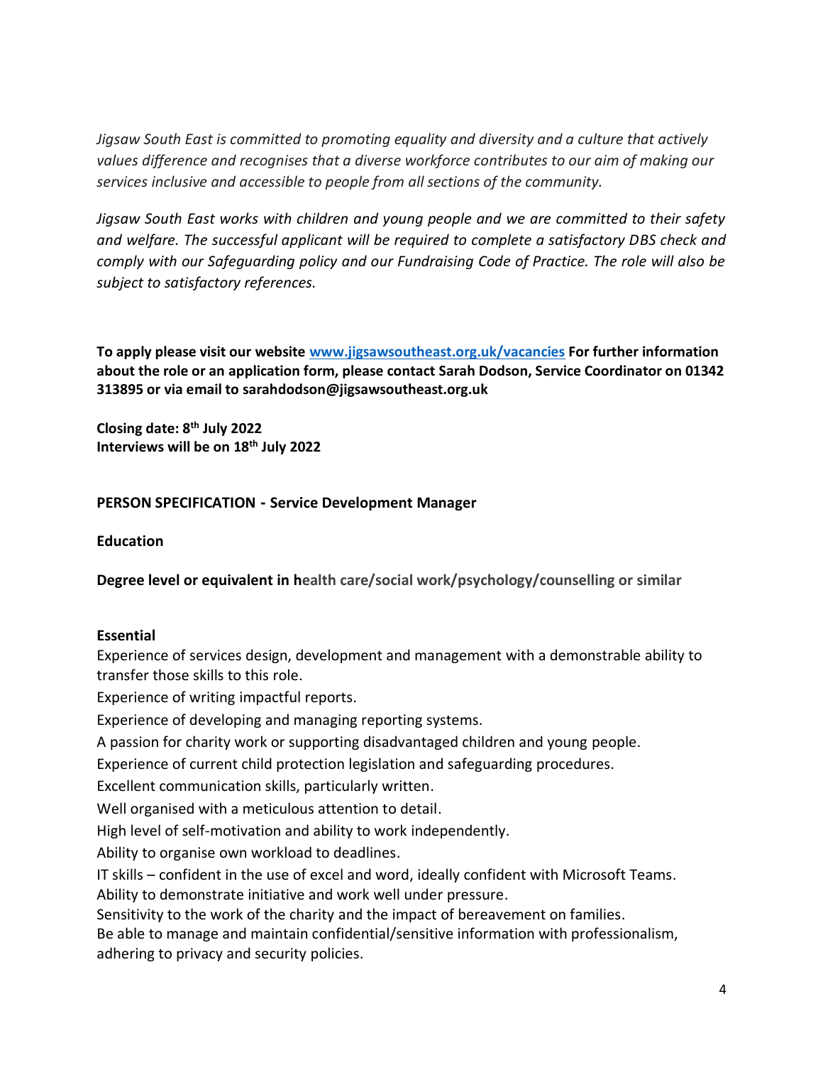*Jigsaw South East is committed to promoting equality and diversity and a culture that actively values difference and recognises that a diverse workforce contributes to our aim of making our services inclusive and accessible to people from all sections of the community.*

*Jigsaw South East works with children and young people and we are committed to their safety and welfare. The successful applicant will be required to complete a satisfactory DBS check and comply with our Safeguarding policy and our Fundraising Code of Practice. The role will also be subject to satisfactory references.*

**To apply please visit our website [www.jigsawsoutheast.org.uk/vacancies](www.jigsawsoutheast.org.uk/vacancies) For further information about the role or an application form, please contact Sarah Dodson, Service Coordinator on 01342 313895 or via email to sarahdodson@jigsawsoutheast.org.uk**

**Closing date: 8th July 2022**
**Interviews will be on 18th July 2022**

**PERSON SPECIFICATION - Service Development Manager**

**Education**

**Degree level or equivalent in health care/social work/psychology/counselling or similar**

**Essential**

Experience of services design, development and management with a demonstrable ability to transfer those skills to this role.

Experience of writing impactful reports.

Experience of developing and managing reporting systems.

A passion for charity work or supporting disadvantaged children and young people.

Experience of current child protection legislation and safeguarding procedures.

Excellent communication skills, particularly written.

Well organised with a meticulous attention to detail.

High level of self-motivation and ability to work independently.

Ability to organise own workload to deadlines.

IT skills – confident in the use of excel and word, ideally confident with Microsoft Teams.

Ability to demonstrate initiative and work well under pressure.

Sensitivity to the work of the charity and the impact of bereavement on families.

Be able to manage and maintain confidential/sensitive information with professionalism, adhering to privacy and security policies.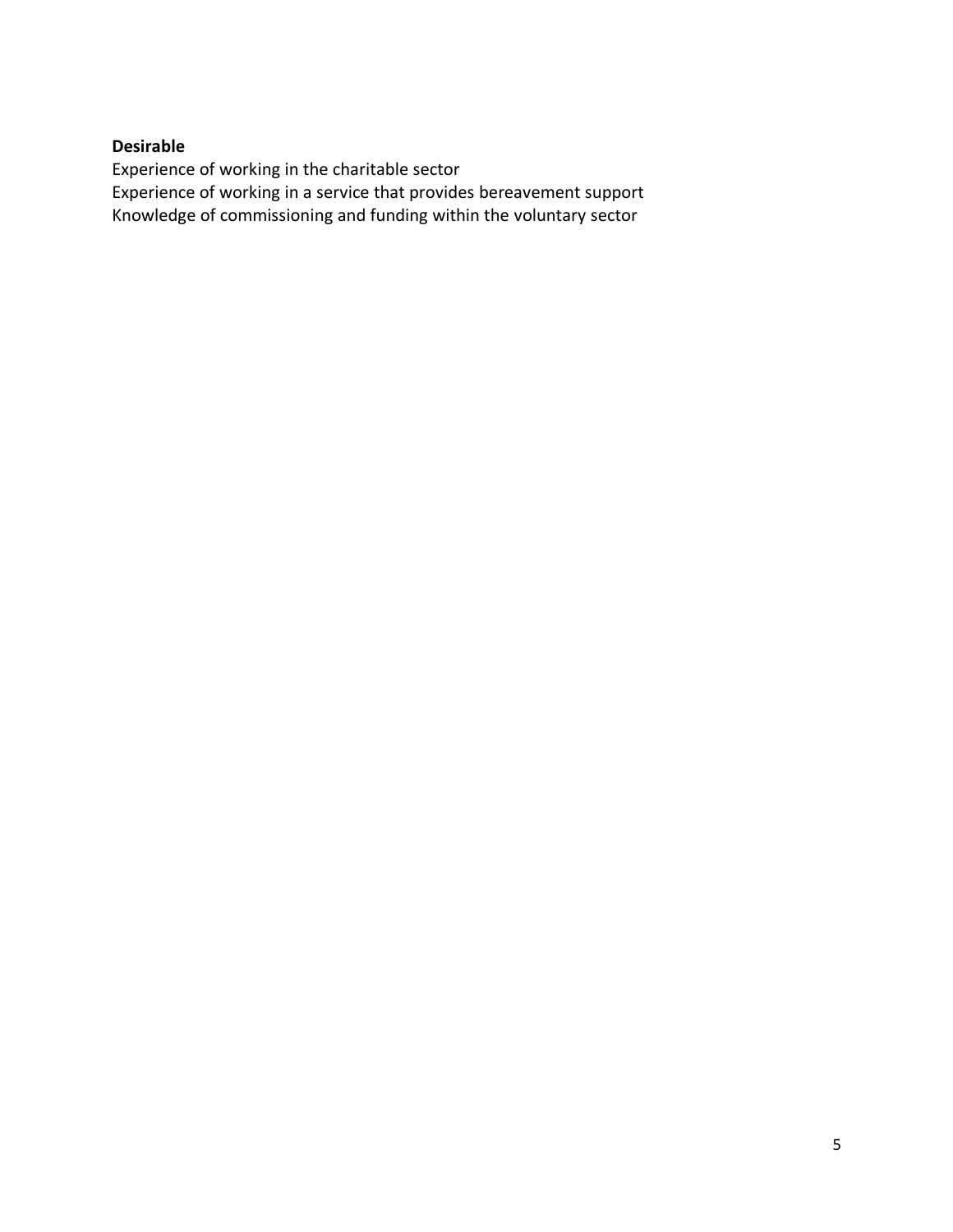**Desirable**

Experience of working in the charitable sector
Experience of working in a service that provides bereavement support
Knowledge of commissioning and funding within the voluntary sector